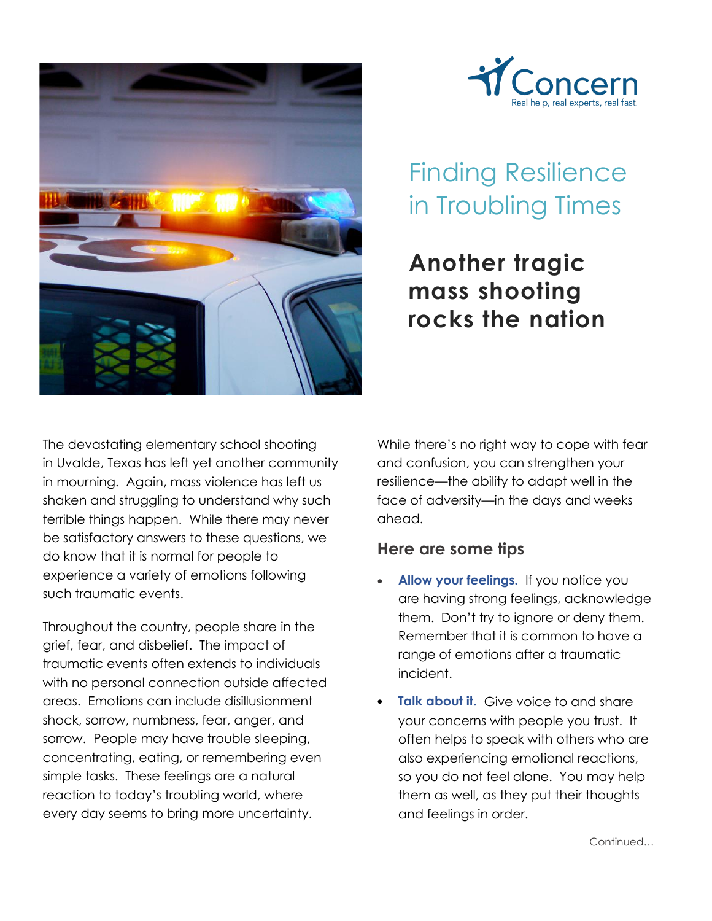Concern

Real help, real experts, real fast.

# Finding Resilience in Troubling Times

## Another tragic mass shooting rocks the nation

The devastating elementary school shooting in Uvalde, Texas has left yet another community in mourning. Again, mass violence has left us shaken and struggling to understand why such terrible things happen. While there may never be satisfactory answers to these questions, we do know that it is normal for people to experience a variety of emotions following such traumatic events.

Throughout the country, people share in the grief, fear, and disbelief. The impact of traumatic events often extends to individuals with no personal connection outside affected areas. Emotions can include disillusionment shock, sorrow, numbness, fear, anger, and sorrow. People may have trouble sleeping, concentrating, eating, or remembering even simple tasks. These feelings are a natural reaction to today's troubling world, where every day seems to bring more uncertainty.

While there's no right way to cope with fear and confusion, you can strengthen your resilience—the ability to adapt well in the face of adversity—in the days and weeks ahead.

### Here are some tips

- **Allow your feelings.** If you notice you are having strong feelings, acknowledge them. Don't try to ignore or deny them. Remember that it is common to have a range of emotions after a traumatic incident.
- **Talk about it.** Give voice to and share your concerns with people you trust. It often helps to speak with others who are also experiencing emotional reactions, so you do not feel alone. You may help them as well, as they put their thoughts and feelings in order.

Continued...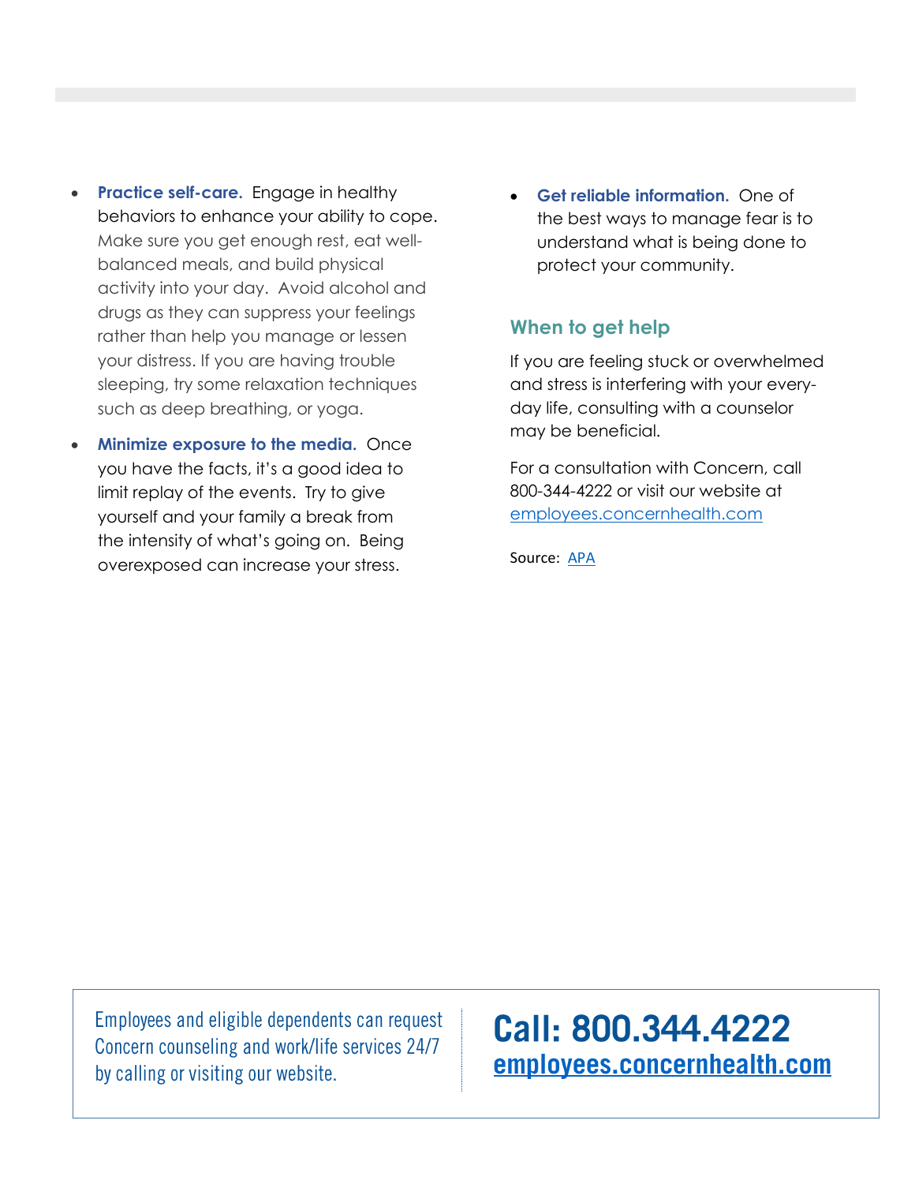- **Practice self-care.** Engage in healthy behaviors to enhance your ability to cope. Make sure you get enough rest, eat well-balanced meals, and build physical activity into your day. Avoid alcohol and drugs as they can suppress your feelings rather than help you manage or lessen your distress. If you are having trouble sleeping, try some relaxation techniques such as deep breathing, or yoga.
- **Minimize exposure to the media.** Once you have the facts, it's a good idea to limit replay of the events. Try to give yourself and your family a break from the intensity of what's going on. Being overexposed can increase your stress.
- **Get reliable information.** One of the best ways to manage fear is to understand what is being done to protect your community.

## When to get help

If you are feeling stuck or overwhelmed and stress is interfering with your every-day life, consulting with a counselor may be beneficial.

For a consultation with Concern, call 800-344-4222 or visit our website at [employees.concernhealth.com](employees.concernhealth.com)

Source: [APA]()

Employees and eligible dependents can request Concern counseling and work/life services 24/7 by calling or visiting our website.

**Call: 800.344.4222**
**[employees.concernhealth.com](employees.concernhealth.com)**